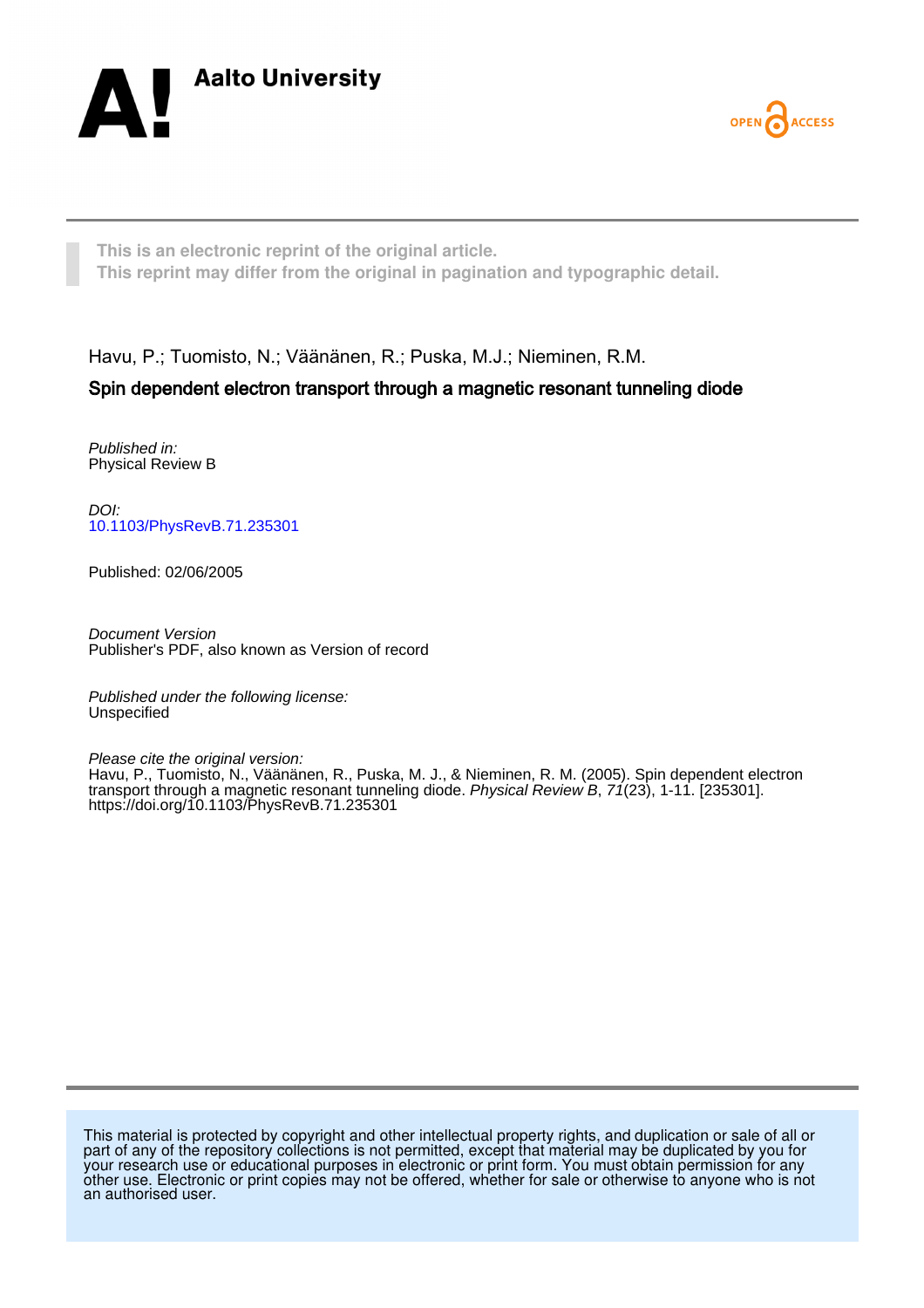Aalto University

OPEN ACCESS

This is an electronic reprint of the original article.
This reprint may differ from the original in pagination and typographic detail.

Havu, P.; Tuomisto, N.; Väänänen, R.; Puska, M.J.; Nieminen, R.M.

**Spin dependent electron transport through a magnetic resonant tunneling diode**

*Published in:*
Physical Review B

*DOI:*
10.1103/PhysRevB.71.235301

Published: 02/06/2005

*Document Version*
Publisher's PDF, also known as Version of record

*Published under the following license:*
Unspecified

*Please cite the original version:*
Havu, P., Tuomisto, N., Väänänen, R., Puska, M. J., & Nieminen, R. M. (2005). Spin dependent electron transport through a magnetic resonant tunneling diode. *Physical Review B*, *71*(23), 1-11. [235301]. https://doi.org/10.1103/PhysRevB.71.235301

This material is protected by copyright and other intellectual property rights, and duplication or sale of all or part of any of the repository collections is not permitted, except that material may be duplicated by you for your research use or educational purposes in electronic or print form. You must obtain permission for any other use. Electronic or print copies may not be offered, whether for sale or otherwise to anyone who is not an authorised user.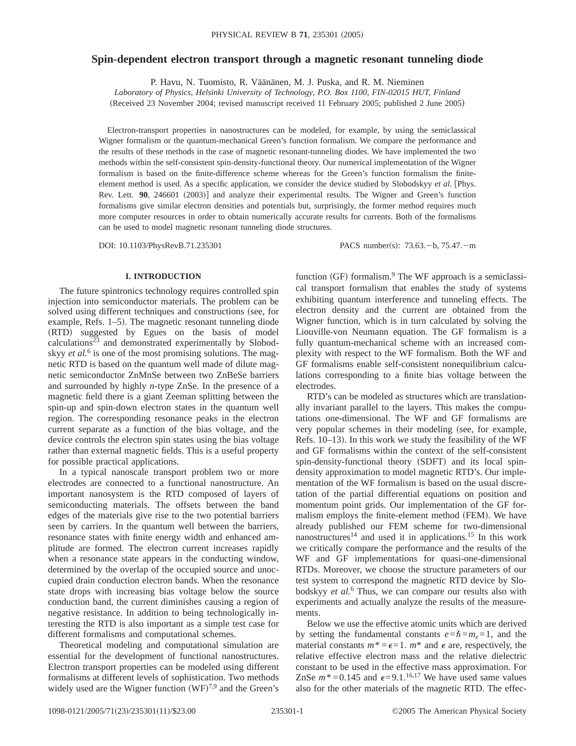# Spin-dependent electron transport through a magnetic resonant tunneling diode

P. Havu, N. Tuomisto, R. Väänänen, M. J. Puska, and R. M. Nieminen

*Laboratory of Physics, Helsinki University of Technology, P.O. Box 1100, FIN-02015 HUT, Finland*

(Received 23 November 2004; revised manuscript received 11 February 2005; published 2 June 2005)

Electron-transport properties in nanostructures can be modeled, for example, by using the semiclassical Wigner formalism or the quantum-mechanical Green's function formalism. We compare the performance and the results of these methods in the case of magnetic resonant-tunneling diodes. We have implemented the two methods within the self-consistent spin-density-functional theory. Our numerical implementation of the Wigner formalism is based on the finite-difference scheme whereas for the Green's function formalism the finite-element method is used. As a specific application, we consider the device studied by Slobodskyy *et al.* [Phys. Rev. Lett. **90**, 246601 (2003)] and analyze their experimental results. The Wigner and Green's function formalisms give similar electron densities and potentials but, surprisingly, the former method requires much more computer resources in order to obtain numerically accurate results for currents. Both of the formalisms can be used to model magnetic resonant tunneling diode structures.

DOI: 10.1103/PhysRevB.71.235301 PACS number(s): 73.63.−b, 75.47.−m

## I. INTRODUCTION

The future spintronics technology requires controlled spin injection into semiconductor materials. The problem can be solved using different techniques and constructions (see, for example, Refs. 1–5). The magnetic resonant tunneling diode (RTD) suggested by Egues on the basis of model calculations[23] and demonstrated experimentally by Slobodskyy *et al.*[6] is one of the most promising solutions. The magnetic RTD is based on the quantum well made of dilute magnetic semiconductor ZnMnSe between two ZnBeSe barriers and surrounded by highly *n*-type ZnSe. In the presence of a magnetic field there is a giant Zeeman splitting between the spin-up and spin-down electron states in the quantum well region. The corresponding resonance peaks in the electron current separate as a function of the bias voltage, and the device controls the electron spin states using the bias voltage rather than external magnetic fields. This is a useful property for possible practical applications.

In a typical nanoscale transport problem two or more electrodes are connected to a functional nanostructure. An important nanosystem is the RTD composed of layers of semiconducting materials. The offsets between the band edges of the materials give rise to the two potential barriers seen by carriers. In the quantum well between the barriers, resonance states with finite energy width and enhanced amplitude are formed. The electron current increases rapidly when a resonance state appears in the conducting window, determined by the overlap of the occupied source and unoccupied drain conduction electron bands. When the resonance state drops with increasing bias voltage below the source conduction band, the current diminishes causing a region of negative resistance. In addition to being technologically interesting the RTD is also important as a simple test case for different formalisms and computational schemes.

Theoretical modeling and computational simulation are essential for the development of functional nanostructures. Electron transport properties can be modeled using different formalisms at different levels of sophistication. Two methods widely used are the Wigner function (WF)[7,9] and the Green's function (GF) formalism.[9] The WF approach is a semiclassical transport formalism that enables the study of systems exhibiting quantum interference and tunneling effects. The electron density and the current are obtained from the Wigner function, which is in turn calculated by solving the Liouville-von Neumann equation. The GF formalism is a fully quantum-mechanical scheme with an increased complexity with respect to the WF formalism. Both the WF and GF formalisms enable self-consistent nonequilibrium calculations corresponding to a finite bias voltage between the electrodes.

RTD's can be modeled as structures which are translationally invariant parallel to the layers. This makes the computations one-dimensional. The WF and GF formalisms are very popular schemes in their modeling (see, for example, Refs. 10–13). In this work we study the feasibility of the WF and GF formalisms within the context of the self-consistent spin-density-functional theory (SDFT) and its local spin-density approximation to model magnetic RTD's. Our implementation of the WF formalism is based on the usual discretation of the partial differential equations on position and momentum point grids. Our implementation of the GF formalism employs the finite-element method (FEM). We have already published our FEM scheme for two-dimensional nanostructures[14] and used it in applications.[15] In this work we critically compare the performance and the results of the WF and GF implementations for quasi-one-dimensional RTDs. Moreover, we choose the structure parameters of our test system to correspond the magnetic RTD device by Slobodskyy *et al.*[6] Thus, we can compare our results also with experiments and actually analyze the results of the measurements.

Below we use the effective atomic units which are derived by setting the fundamental constants $e=\hbar=m_e=1$, and the material constants $m^*=\epsilon=1$. $m^*$ and $\epsilon$ are, respectively, the relative effective electron mass and the relative dielectric constant to be used in the effective mass approximation. For ZnSe $m^*=0.145$ and $\epsilon=9.1$.[16,17] We have used same values also for the other materials of the magnetic RTD. The effec-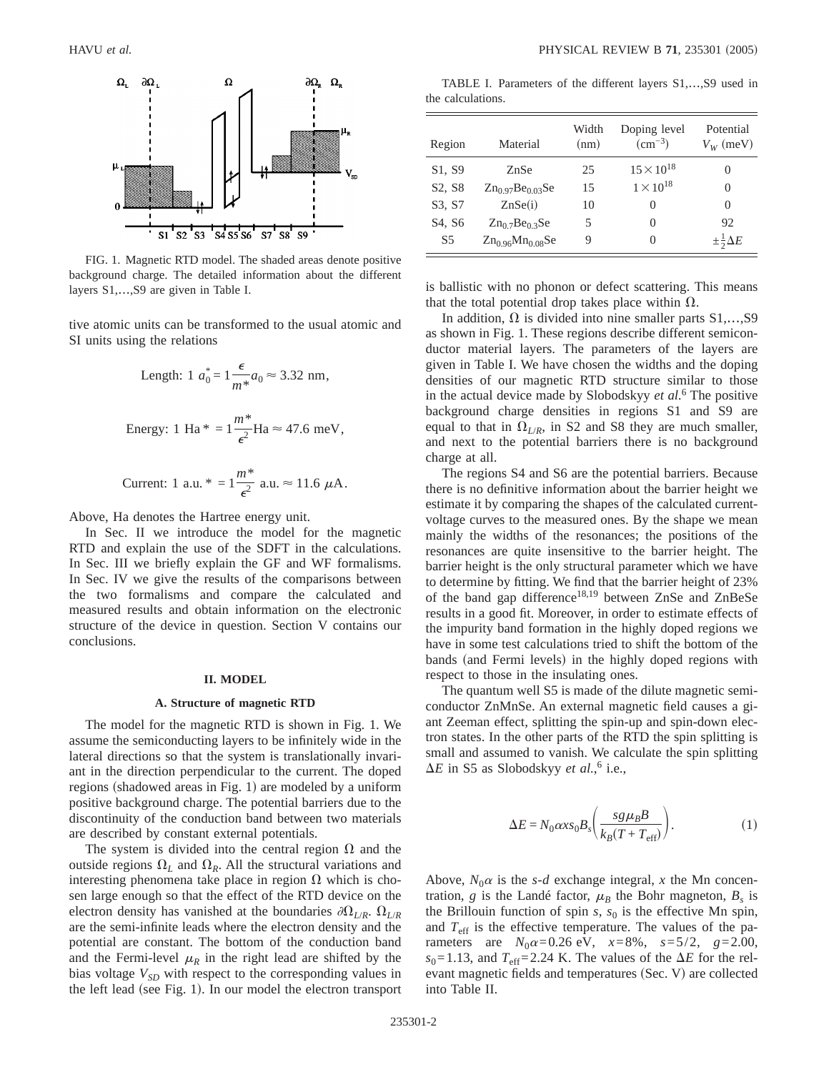FIG. 1. Magnetic RTD model. The shaded areas denote positive background charge. The detailed information about the different layers S1,…,S9 are given in Table I.

tive atomic units can be transformed to the usual atomic and SI units using the relations

$$\text{Length: } 1\ a_0^* = 1\frac{\epsilon}{m^*}a_0 \approx 3.32\ \text{nm},$$

$$\text{Energy: } 1\ \text{Ha}^* = 1\frac{m^*}{\epsilon^2}\text{Ha} \approx 47.6\ \text{meV},$$

$$\text{Current: } 1\ \text{a.u.}^* = 1\frac{m^*}{\epsilon^2}\ \text{a.u.} \approx 11.6\ \mu\text{A}.$$

Above, Ha denotes the Hartree energy unit.

In Sec. II we introduce the model for the magnetic RTD and explain the use of the SDFT in the calculations. In Sec. III we briefly explain the GF and WF formalisms. In Sec. IV we give the results of the comparisons between the two formalisms and compare the calculated and measured results and obtain information on the electronic structure of the device in question. Section V contains our conclusions.

## II. MODEL

### A. Structure of magnetic RTD

The model for the magnetic RTD is shown in Fig. 1. We assume the semiconducting layers to be infinitely wide in the lateral directions so that the system is translationally invariant in the direction perpendicular to the current. The doped regions (shadowed areas in Fig. 1) are modeled by a uniform positive background charge. The potential barriers due to the discontinuity of the conduction band between two materials are described by constant external potentials.

The system is divided into the central region $\Omega$ and the outside regions $\Omega_L$ and $\Omega_R$. All the structural variations and interesting phenomena take place in region $\Omega$ which is chosen large enough so that the effect of the RTD device on the electron density has vanished at the boundaries $\partial\Omega_{L/R}$. $\Omega_{L/R}$ are the semi-infinite leads where the electron density and the potential are constant. The bottom of the conduction band and the Fermi-level $\mu_R$ in the right lead are shifted by the bias voltage $V_{SD}$ with respect to the corresponding values in the left lead (see Fig. 1). In our model the electron transport is ballistic with no phonon or defect scattering. This means that the total potential drop takes place within $\Omega$.

TABLE I. Parameters of the different layers S1,…,S9 used in the calculations.

| Region | Material | Width (nm) | Doping level $(\text{cm}^{-3})$ | Potential $V_W$ (meV) |
|---|---|---|---|---|
| S1, S9 | ZnSe | 25 | $15\times10^{18}$ | 0 |
| S2, S8 | $Zn_{0.97}Be_{0.03}Se$ | 15 | $1\times10^{18}$ | 0 |
| S3, S7 | ZnSe(i) | 10 | 0 | 0 |
| S4, S6 | $Zn_{0.7}Be_{0.3}Se$ | 5 | 0 | 92 |
| S5 | $Zn_{0.96}Mn_{0.08}Se$ | 9 | 0 | $\pm\frac{1}{2}\Delta E$ |

In addition, $\Omega$ is divided into nine smaller parts S1,…,S9 as shown in Fig. 1. These regions describe different semiconductor material layers. The parameters of the layers are given in Table I. We have chosen the widths and the doping densities of our magnetic RTD structure similar to those in the actual device made by Slobodskyy *et al.*[6] The positive background charge densities in regions S1 and S9 are equal to that in $\Omega_{L/R}$, in S2 and S8 they are much smaller, and next to the potential barriers there is no background charge at all.

The regions S4 and S6 are the potential barriers. Because there is no definitive information about the barrier height we estimate it by comparing the shapes of the calculated current-voltage curves to the measured ones. By the shape we mean mainly the widths of the resonances; the positions of the resonances are quite insensitive to the barrier height. The barrier height is the only structural parameter which we have to determine by fitting. We find that the barrier height of 23% of the band gap difference[18,19] between ZnSe and ZnBeSe results in a good fit. Moreover, in order to estimate effects of the impurity band formation in the highly doped regions we have in some test calculations tried to shift the bottom of the bands (and Fermi levels) in the highly doped regions with respect to those in the insulating ones.

The quantum well S5 is made of the dilute magnetic semiconductor ZnMnSe. An external magnetic field causes a giant Zeeman effect, splitting the spin-up and spin-down electron states. In the other parts of the RTD the spin splitting is small and assumed to vanish. We calculate the spin splitting $\Delta E$ in S5 as Slobodskyy *et al.*,[6] i.e.,

$$\Delta E = N_0\alpha x s_0 B_s\left(\frac{sg\mu_B B}{k_B(T+T_{\text{eff}})}\right). \tag{1}$$

Above, $N_0\alpha$ is the *s-d* exchange integral, $x$ the Mn concentration, $g$ is the Landé factor, $\mu_B$ the Bohr magneton, $B_s$ is the Brillouin function of spin $s$, $s_0$ is the effective Mn spin, and $T_{\text{eff}}$ is the effective temperature. The values of the parameters are $N_0\alpha=0.26$ eV, $x=8\%$, $s=5/2$, $g=2.00$, $s_0=1.13$, and $T_{\text{eff}}=2.24$ K. The values of the $\Delta E$ for the relevant magnetic fields and temperatures (Sec. V) are collected into Table II.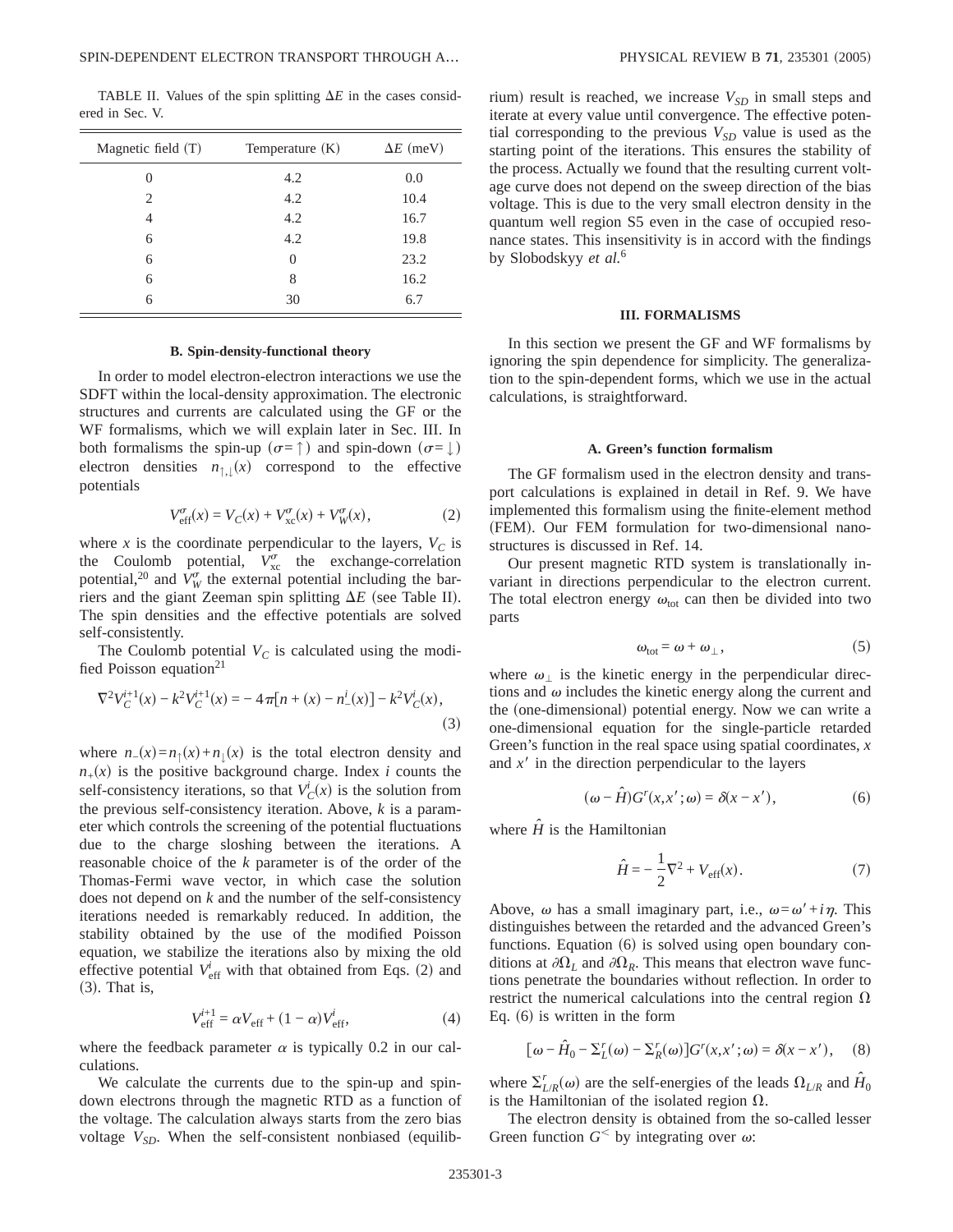TABLE II. Values of the spin splitting $\Delta E$ in the cases considered in Sec. V.

| Magnetic field (T) | Temperature (K) | $\Delta E$ (meV) |
|---|---|---|
| 0 | 4.2 | 0.0 |
| 2 | 4.2 | 10.4 |
| 4 | 4.2 | 16.7 |
| 6 | 4.2 | 19.8 |
| 6 | 0 | 23.2 |
| 6 | 8 | 16.2 |
| 6 | 30 | 6.7 |

### B. Spin-density-functional theory

In order to model electron-electron interactions we use the SDFT within the local-density approximation. The electronic structures and currents are calculated using the GF or the WF formalisms, which we will explain later in Sec. III. In both formalisms the spin-up ($\sigma=\uparrow$) and spin-down ($\sigma=\downarrow$) electron densities $n_{\uparrow,\downarrow}(x)$ correspond to the effective potentials

$$V_{\rm eff}^{\sigma}(x) = V_C(x) + V_{\rm xc}^{\sigma}(x) + V_W^{\sigma}(x), \tag{2}$$

where $x$ is the coordinate perpendicular to the layers, $V_C$ is the Coulomb potential, $V_{\rm xc}^{\sigma}$ the exchange-correlation potential,[20] and $V_W^{\sigma}$ the external potential including the barriers and the giant Zeeman spin splitting $\Delta E$ (see Table II). The spin densities and the effective potentials are solved self-consistently.

The Coulomb potential $V_C$ is calculated using the modified Poisson equation[21]

$$\nabla^2 V_C^{i+1}(x) - k^2 V_C^{i+1}(x) = -4\pi[n+(x) - n_-^i(x)] - k^2 V_C^i(x), \tag{3}$$

where $n_-(x)=n_\uparrow(x)+n_\downarrow(x)$ is the total electron density and $n_+(x)$ is the positive background charge. Index $i$ counts the self-consistency iterations, so that $V_C^i(x)$ is the solution from the previous self-consistency iteration. Above, $k$ is a parameter which controls the screening of the potential fluctuations due to the charge sloshing between the iterations. A reasonable choice of the $k$ parameter is of the order of the Thomas-Fermi wave vector, in which case the solution does not depend on $k$ and the number of the self-consistency iterations needed is remarkably reduced. In addition, the stability obtained by the use of the modified Poisson equation, we stabilize the iterations also by mixing the old effective potential $V_{\rm eff}^i$ with that obtained from Eqs. (2) and (3). That is,

$$V_{\rm eff}^{i+1} = \alpha V_{\rm eff} + (1-\alpha) V_{\rm eff}^i, \tag{4}$$

where the feedback parameter $\alpha$ is typically 0.2 in our calculations.

We calculate the currents due to the spin-up and spin-down electrons through the magnetic RTD as a function of the voltage. The calculation always starts from the zero bias voltage $V_{SD}$. When the self-consistent nonbiased (equilibrium) result is reached, we increase $V_{SD}$ in small steps and iterate at every value until convergence. The effective potential corresponding to the previous $V_{SD}$ value is used as the starting point of the iterations. This ensures the stability of the process. Actually we found that the resulting current voltage curve does not depend on the sweep direction of the bias voltage. This is due to the very small electron density in the quantum well region S5 even in the case of occupied resonance states. This insensitivity is in accord with the findings by Slobodskyy *et al.*[6]

## III. FORMALISMS

In this section we present the GF and WF formalisms by ignoring the spin dependence for simplicity. The generalization to the spin-dependent forms, which we use in the actual calculations, is straightforward.

### A. Green's function formalism

The GF formalism used in the electron density and transport calculations is explained in detail in Ref. 9. We have implemented this formalism using the finite-element method (FEM). Our FEM formulation for two-dimensional nanostructures is discussed in Ref. 14.

Our present magnetic RTD system is translationally invariant in directions perpendicular to the electron current. The total electron energy $\omega_{\rm tot}$ can then be divided into two parts

$$\omega_{\rm tot} = \omega + \omega_\perp, \tag{5}$$

where $\omega_\perp$ is the kinetic energy in the perpendicular directions and $\omega$ includes the kinetic energy along the current and the (one-dimensional) potential energy. Now we can write a one-dimensional equation for the single-particle retarded Green's function in the real space using spatial coordinates, $x$ and $x'$ in the direction perpendicular to the layers

$$(\omega - \hat{H}) G^r(x,x';\omega) = \delta(x-x'), \tag{6}$$

where $\hat{H}$ is the Hamiltonian

$$\hat{H} = -\frac{1}{2}\nabla^2 + V_{\rm eff}(x). \tag{7}$$

Above, $\omega$ has a small imaginary part, i.e., $\omega=\omega'+i\eta$. This distinguishes between the retarded and the advanced Green's functions. Equation (6) is solved using open boundary conditions at $\partial\Omega_L$ and $\partial\Omega_R$. This means that electron wave functions penetrate the boundaries without reflection. In order to restrict the numerical calculations into the central region $\Omega$ Eq. (6) is written in the form

$$[\omega - \hat{H}_0 - \Sigma_L^r(\omega) - \Sigma_R^r(\omega)] G^r(x,x';\omega) = \delta(x-x'), \tag{8}$$

where $\Sigma_{L/R}^r(\omega)$ are the self-energies of the leads $\Omega_{L/R}$ and $\hat{H}_0$ is the Hamiltonian of the isolated region $\Omega$.

The electron density is obtained from the so-called lesser Green function $G^<$ by integrating over $\omega$: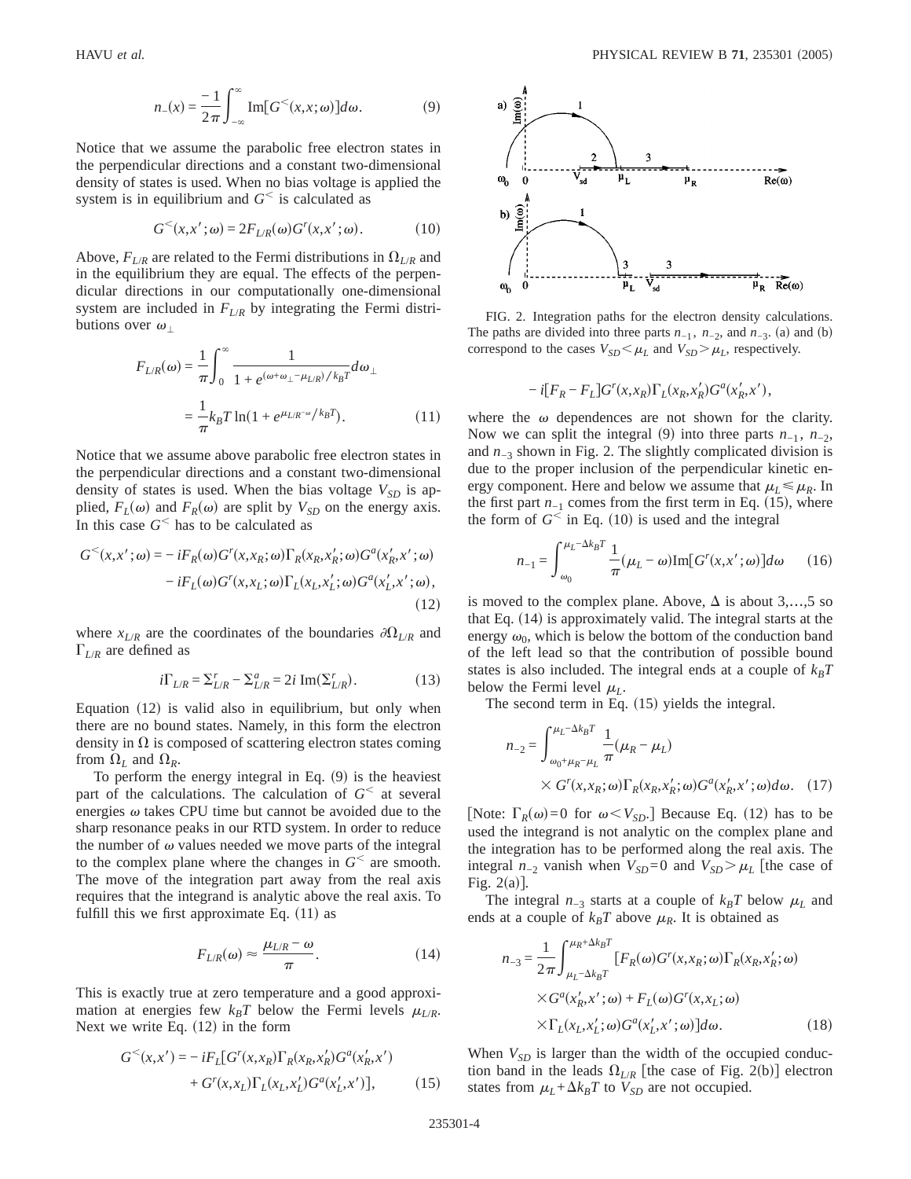$$n_-(x) = \frac{-1}{2\pi}\int_{-\infty}^{\infty} \mathrm{Im}[G^<(x,x;\omega)]d\omega. \tag{9}$$

Notice that we assume the parabolic free electron states in the perpendicular directions and a constant two-dimensional density of states is used. When no bias voltage is applied the system is in equilibrium and $G^<$ is calculated as

$$G^<(x,x';\omega) = 2F_{L/R}(\omega)G^r(x,x';\omega). \tag{10}$$

Above, $F_{L/R}$ are related to the Fermi distributions in $\Omega_{L/R}$ and in the equilibrium they are equal. The effects of the perpendicular directions in our computationally one-dimensional system are included in $F_{L/R}$ by integrating the Fermi distributions over $\omega_\perp$

$$F_{L/R}(\omega) = \frac{1}{\pi}\int_0^\infty \frac{1}{1+e^{(\omega+\omega_\perp-\mu_{L/R})/k_BT}}d\omega_\perp = \frac{1}{\pi}k_BT\ln(1+e^{\mu_{L/R}-\omega/k_BT}). \tag{11}$$

Notice that we assume above parabolic free electron states in the perpendicular directions and a constant two-dimensional density of states is used. When the bias voltage $V_{SD}$ is applied, $F_L(\omega)$ and $F_R(\omega)$ are split by $V_{SD}$ on the energy axis. In this case $G^<$ has to be calculated as

$$\begin{aligned} G^<(x,x';\omega) = &-iF_R(\omega)G^r(x,x_R;\omega)\Gamma_R(x_R,x_R';\omega)G^a(x_R',x';\omega) \\ &-iF_L(\omega)G^r(x,x_L;\omega)\Gamma_L(x_L,x_L';\omega)G^a(x_L',x';\omega), \end{aligned} \tag{12}$$

where $x_{L/R}$ are the coordinates of the boundaries $\partial\Omega_{L/R}$ and $\Gamma_{L/R}$ are defined as

$$i\Gamma_{L/R} = \Sigma^r_{L/R} - \Sigma^a_{L/R} = 2i\,\mathrm{Im}(\Sigma^r_{L/R}). \tag{13}$$

Equation (12) is valid also in equilibrium, but only when there are no bound states. Namely, in this form the electron density in $\Omega$ is composed of scattering electron states coming from $\Omega_L$ and $\Omega_R$.

To perform the energy integral in Eq. (9) is the heaviest part of the calculations. The calculation of $G^<$ at several energies $\omega$ takes CPU time but cannot be avoided due to the sharp resonance peaks in our RTD system. In order to reduce the number of $\omega$ values needed we move parts of the integral to the complex plane where the changes in $G^<$ are smooth. The move of the integration part away from the real axis requires that the integrand is analytic above the real axis. To fulfill this we first approximate Eq. (11) as

$$F_{L/R}(\omega) \approx \frac{\mu_{L/R}-\omega}{\pi}. \tag{14}$$

This is exactly true at zero temperature and a good approximation at energies few $k_BT$ below the Fermi levels $\mu_{L/R}$. Next we write Eq. (12) in the form

$$\begin{aligned} G^<(x,x') = &-iF_L[G^r(x,x_R)\Gamma_R(x_R,x_R')G^a(x_R',x') \\ &+ G^r(x,x_L)\Gamma_L(x_L,x_L')G^a(x_L',x')], \end{aligned} \tag{15}$$

$$-i[F_R - F_L]G^r(x,x_R)\Gamma_L(x_R,x_R')G^a(x_R',x'),$$

where the $\omega$ dependences are not shown for the clarity. Now we can split the integral (9) into three parts $n_{-1}$, $n_{-2}$, and $n_{-3}$ shown in Fig. 2. The slightly complicated division is due to the proper inclusion of the perpendicular kinetic energy component. Here and below we assume that $\mu_L \leq \mu_R$. In the first part $n_{-1}$ comes from the first term in Eq. (15), where the form of $G^<$ in Eq. (10) is used and the integral

$$n_{-1} = \int_{\omega_0}^{\mu_L-\Delta k_BT} \frac{1}{\pi}(\mu_L-\omega)\mathrm{Im}[G^r(x,x';\omega)]d\omega \tag{16}$$

is moved to the complex plane. Above, $\Delta$ is about 3,...,5 so that Eq. (14) is approximately valid. The integral starts at the energy $\omega_0$, which is below the bottom of the conduction band of the left lead so that the contribution of possible bound states is also included. The integral ends at a couple of $k_BT$ below the Fermi level $\mu_L$.

The second term in Eq. (15) yields the integral.

$$n_{-2} = \int_{\omega_0+\mu_R-\mu_L}^{\mu_L-\Delta k_BT} \frac{1}{\pi}(\mu_R-\mu_L) \times G^r(x,x_R;\omega)\Gamma_R(x_R,x_R';\omega)G^a(x_R',x';\omega)d\omega. \tag{17}$$

[Note: $\Gamma_R(\omega)=0$ for $\omega < V_{SD}$.] Because Eq. (12) has to be used the integrand is not analytic on the complex plane and the integration has to be performed along the real axis. The integral $n_{-2}$ vanish when $V_{SD}=0$ and $V_{SD} > \mu_L$ [the case of Fig. 2(a)].

The integral $n_{-3}$ starts at a couple of $k_BT$ below $\mu_L$ and ends at a couple of $k_BT$ above $\mu_R$. It is obtained as

$$\begin{aligned} n_{-3} = \frac{1}{2\pi}\int_{\mu_L-\Delta k_BT}^{\mu_R+\Delta k_BT} &[F_R(\omega)G^r(x,x_R;\omega)\Gamma_R(x_R,x_R';\omega) \\ &\times G^a(x_R',x';\omega) + F_L(\omega)G^r(x,x_L;\omega) \\ &\times \Gamma_L(x_L,x_L';\omega)G^a(x_L',x';\omega)]d\omega. \end{aligned} \tag{18}$$

When $V_{SD}$ is larger than the width of the occupied conduction band in the leads $\Omega_{L/R}$ [the case of Fig. 2(b)] electron states from $\mu_L+\Delta k_BT$ to $V_{SD}$ are not occupied.

FIG. 2. Integration paths for the electron density calculations. The paths are divided into three parts $n_{-1}$, $n_{-2}$, and $n_{-3}$. (a) and (b) correspond to the cases $V_{SD} < \mu_L$ and $V_{SD} > \mu_L$, respectively.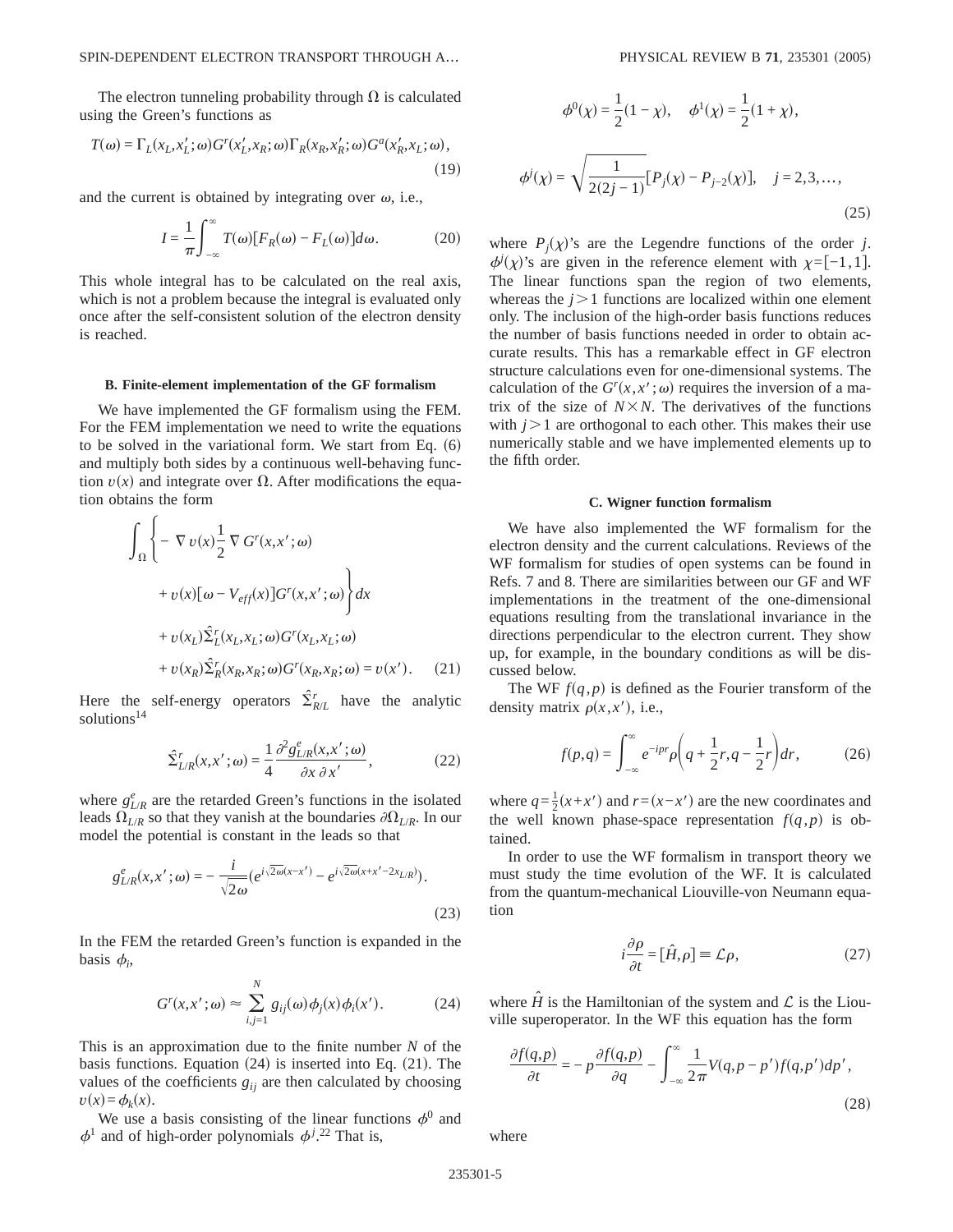The electron tunneling probability through $\Omega$ is calculated using the Green's functions as

$$T(\omega) = \Gamma_L(x_L, x_L'; \omega) G^r(x_L', x_R; \omega) \Gamma_R(x_R, x_R'; \omega) G^a(x_R', x_L; \omega), \tag{19}$$

and the current is obtained by integrating over $\omega$, i.e.,

$$I = \frac{1}{\pi} \int_{-\infty}^{\infty} T(\omega)[F_R(\omega) - F_L(\omega)] d\omega. \tag{20}$$

This whole integral has to be calculated on the real axis, which is not a problem because the integral is evaluated only once after the self-consistent solution of the electron density is reached.

### B. Finite-element implementation of the GF formalism

We have implemented the GF formalism using the FEM. For the FEM implementation we need to write the equations to be solved in the variational form. We start from Eq. (6) and multiply both sides by a continuous well-behaving function $v(x)$ and integrate over $\Omega$. After modifications the equation obtains the form

$$\begin{aligned}
&\int_\Omega \Bigg\{ - \nabla v(x) \frac{1}{2} \nabla G^r(x, x'; \omega) \\
&\quad + v(x)[\omega - V_{eff}(x)] G^r(x, x'; \omega) \Bigg\} dx \\
&\quad + v(x_L) \hat{\Sigma}_L^r(x_L, x_L; \omega) G^r(x_L, x_L; \omega) \\
&\quad + v(x_R) \hat{\Sigma}_R^r(x_R, x_R; \omega) G^r(x_R, x_R; \omega) = v(x').
\end{aligned} \tag{21}$$

Here the self-energy operators $\hat{\Sigma}_{R/L}^r$ have the analytic solutions[14]

$$\hat{\Sigma}_{L/R}^r(x, x'; \omega) = \frac{1}{4} \frac{\partial^2 g_{L/R}^e(x, x'; \omega)}{\partial x \, \partial x'}, \tag{22}$$

where $g_{L/R}^e$ are the retarded Green's functions in the isolated leads $\Omega_{L/R}$ so that they vanish at the boundaries $\partial\Omega_{L/R}$. In our model the potential is constant in the leads so that

$$g_{L/R}^e(x, x'; \omega) = - \frac{i}{\sqrt{2\omega}} \left( e^{i\sqrt{2\omega}(x - x')} - e^{i\sqrt{2\omega}(x + x' - 2x_{L/R})} \right). \tag{23}$$

In the FEM the retarded Green's function is expanded in the basis $\phi_i$,

$$G^r(x, x'; \omega) \approx \sum_{i,j=1}^{N} g_{ij}(\omega) \phi_j(x) \phi_i(x'). \tag{24}$$

This is an approximation due to the finite number $N$ of the basis functions. Equation (24) is inserted into Eq. (21). The values of the coefficients $g_{ij}$ are then calculated by choosing $v(x) = \phi_k(x)$.

We use a basis consisting of the linear functions $\phi^0$ and $\phi^1$ and of high-order polynomials $\phi^j$.[22] That is,

$$\phi^0(\chi) = \frac{1}{2}(1 - \chi), \quad \phi^1(\chi) = \frac{1}{2}(1 + \chi),$$

$$\phi^j(\chi) = \sqrt{\frac{1}{2(2j - 1)}} [P_j(\chi) - P_{j-2}(\chi)], \quad j = 2, 3, \ldots, \tag{25}$$

where $P_j(\chi)$'s are the Legendre functions of the order $j$. $\phi^j(\chi)$'s are given in the reference element with $\chi = [-1, 1]$. The linear functions span the region of two elements, whereas the $j > 1$ functions are localized within one element only. The inclusion of the high-order basis functions reduces the number of basis functions needed in order to obtain accurate results. This has a remarkable effect in GF electron structure calculations even for one-dimensional systems. The calculation of the $G^r(x, x'; \omega)$ requires the inversion of a matrix of the size of $N \times N$. The derivatives of the functions with $j > 1$ are orthogonal to each other. This makes their use numerically stable and we have implemented elements up to the fifth order.

### C. Wigner function formalism

We have also implemented the WF formalism for the electron density and the current calculations. Reviews of the WF formalism for studies of open systems can be found in Refs. 7 and 8. There are similarities between our GF and WF implementations in the treatment of the one-dimensional equations resulting from the translational invariance in the directions perpendicular to the electron current. They show up, for example, in the boundary conditions as will be discussed below.

The WF $f(q, p)$ is defined as the Fourier transform of the density matrix $\rho(x, x')$, i.e.,

$$f(p, q) = \int_{-\infty}^{\infty} e^{-ipr} \rho\left(q + \frac{1}{2}r, q - \frac{1}{2}r\right) dr, \tag{26}$$

where $q = \frac{1}{2}(x + x')$ and $r = (x - x')$ are the new coordinates and the well known phase-space representation $f(q, p)$ is obtained.

In order to use the WF formalism in transport theory we must study the time evolution of the WF. It is calculated from the quantum-mechanical Liouville-von Neumann equation

$$i \frac{\partial \rho}{\partial t} = [\hat{H}, \rho] \equiv \mathcal{L}\rho, \tag{27}$$

where $\hat{H}$ is the Hamiltonian of the system and $\mathcal{L}$ is the Liouville superoperator. In the WF this equation has the form

$$\frac{\partial f(q, p)}{\partial t} = - p \frac{\partial f(q, p)}{\partial q} - \int_{-\infty}^{\infty} \frac{1}{2\pi} V(q, p - p') f(q, p') dp', \tag{28}$$

where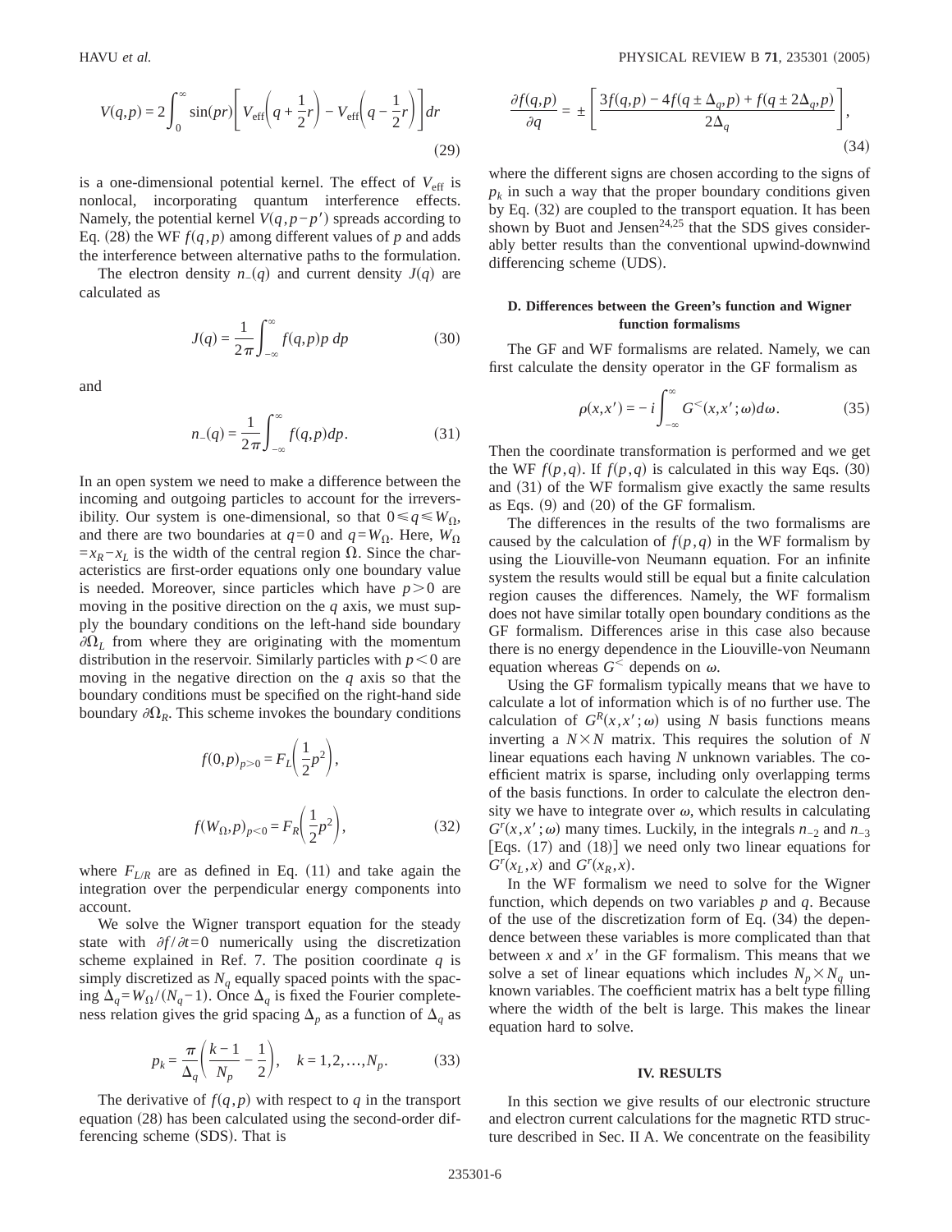$$V(q,p) = 2\int_0^\infty \sin(pr)\left[V_{\text{eff}}\left(q+\frac{1}{2}r\right) - V_{\text{eff}}\left(q-\frac{1}{2}r\right)\right]dr \tag{29}$$

is a one-dimensional potential kernel. The effect of $V_{\text{eff}}$ is nonlocal, incorporating quantum interference effects. Namely, the potential kernel $V(q,p-p')$ spreads according to Eq. (28) the WF $f(q,p)$ among different values of $p$ and adds the interference between alternative paths to the formulation.

The electron density $n_{-}(q)$ and current density $J(q)$ are calculated as

$$J(q) = \frac{1}{2\pi}\int_{-\infty}^{\infty} f(q,p)p\, dp \tag{30}$$

and

$$n_{-}(q) = \frac{1}{2\pi}\int_{-\infty}^{\infty} f(q,p)dp. \tag{31}$$

In an open system we need to make a difference between the incoming and outgoing particles to account for the irreversibility. Our system is one-dimensional, so that $0 \le q \le W_\Omega$, and there are two boundaries at $q=0$ and $q=W_\Omega$. Here, $W_\Omega = x_R - x_L$ is the width of the central region $\Omega$. Since the characteristics are first-order equations only one boundary value is needed. Moreover, since particles which have $p>0$ are moving in the positive direction on the $q$ axis, we must supply the boundary conditions on the left-hand side boundary $\partial\Omega_L$ from where they are originating with the momentum distribution in the reservoir. Similarly particles with $p<0$ are moving in the negative direction on the $q$ axis so that the boundary conditions must be specified on the right-hand side boundary $\partial\Omega_R$. This scheme invokes the boundary conditions

$$f(0,p)_{p>0} = F_L\left(\frac{1}{2}p^2\right),$$

$$f(W_\Omega,p)_{p<0} = F_R\left(\frac{1}{2}p^2\right), \tag{32}$$

where $F_{L/R}$ are as defined in Eq. (11) and take again the integration over the perpendicular energy components into account.

We solve the Wigner transport equation for the steady state with $\partial f/\partial t = 0$ numerically using the discretization scheme explained in Ref. 7. The position coordinate $q$ is simply discretized as $N_q$ equally spaced points with the spacing $\Delta_q = W_\Omega/(N_q-1)$. Once $\Delta_q$ is fixed the Fourier completeness relation gives the grid spacing $\Delta_p$ as a function of $\Delta_q$ as

$$p_k = \frac{\pi}{\Delta_q}\left(\frac{k-1}{N_p} - \frac{1}{2}\right), \quad k=1,2,\ldots,N_p. \tag{33}$$

The derivative of $f(q,p)$ with respect to $q$ in the transport equation (28) has been calculated using the second-order differencing scheme (SDS). That is

$$\frac{\partial f(q,p)}{\partial q} = \pm\left[\frac{3f(q,p) - 4f(q\pm\Delta_q,p) + f(q\pm 2\Delta_q,p)}{2\Delta_q}\right], \tag{34}$$

where the different signs are chosen according to the signs of $p_k$ in such a way that the proper boundary conditions given by Eq. (32) are coupled to the transport equation. It has been shown by Buot and Jensen[24,25] that the SDS gives considerably better results than the conventional upwind-downwind differencing scheme (UDS).

### D. Differences between the Green's function and Wigner function formalisms

The GF and WF formalisms are related. Namely, we can first calculate the density operator in the GF formalism as

$$\rho(x,x') = -i\int_{-\infty}^{\infty} G^{<}(x,x';\omega)d\omega. \tag{35}$$

Then the coordinate transformation is performed and we get the WF $f(p,q)$. If $f(p,q)$ is calculated in this way Eqs. (30) and (31) of the WF formalism give exactly the same results as Eqs. (9) and (20) of the GF formalism.

The differences in the results of the two formalisms are caused by the calculation of $f(p,q)$ in the WF formalism by using the Liouville-von Neumann equation. For an infinite system the results would still be equal but a finite calculation region causes the differences. Namely, the WF formalism does not have similar totally open boundary conditions as the GF formalism. Differences arise in this case also because there is no energy dependence in the Liouville-von Neumann equation whereas $G^{<}$ depends on $\omega$.

Using the GF formalism typically means that we have to calculate a lot of information which is of no further use. The calculation of $G^R(x,x';\omega)$ using $N$ basis functions means inverting a $N\times N$ matrix. This requires the solution of $N$ linear equations each having $N$ unknown variables. The coefficient matrix is sparse, including only overlapping terms of the basis functions. In order to calculate the electron density we have to integrate over $\omega$, which results in calculating $G^r(x,x';\omega)$ many times. Luckily, in the integrals $n_{-2}$ and $n_{-3}$ [Eqs. (17) and (18)] we need only two linear equations for $G^r(x_L,x)$ and $G^r(x_R,x)$.

In the WF formalism we need to solve for the Wigner function, which depends on two variables $p$ and $q$. Because of the use of the discretization form of Eq. (34) the dependence between these variables is more complicated than that between $x$ and $x'$ in the GF formalism. This means that we solve a set of linear equations which includes $N_p \times N_q$ unknown variables. The coefficient matrix has a belt type filling where the width of the belt is large. This makes the linear equation hard to solve.

## IV. RESULTS

In this section we give results of our electronic structure and electron current calculations for the magnetic RTD structure described in Sec. II A. We concentrate on the feasibility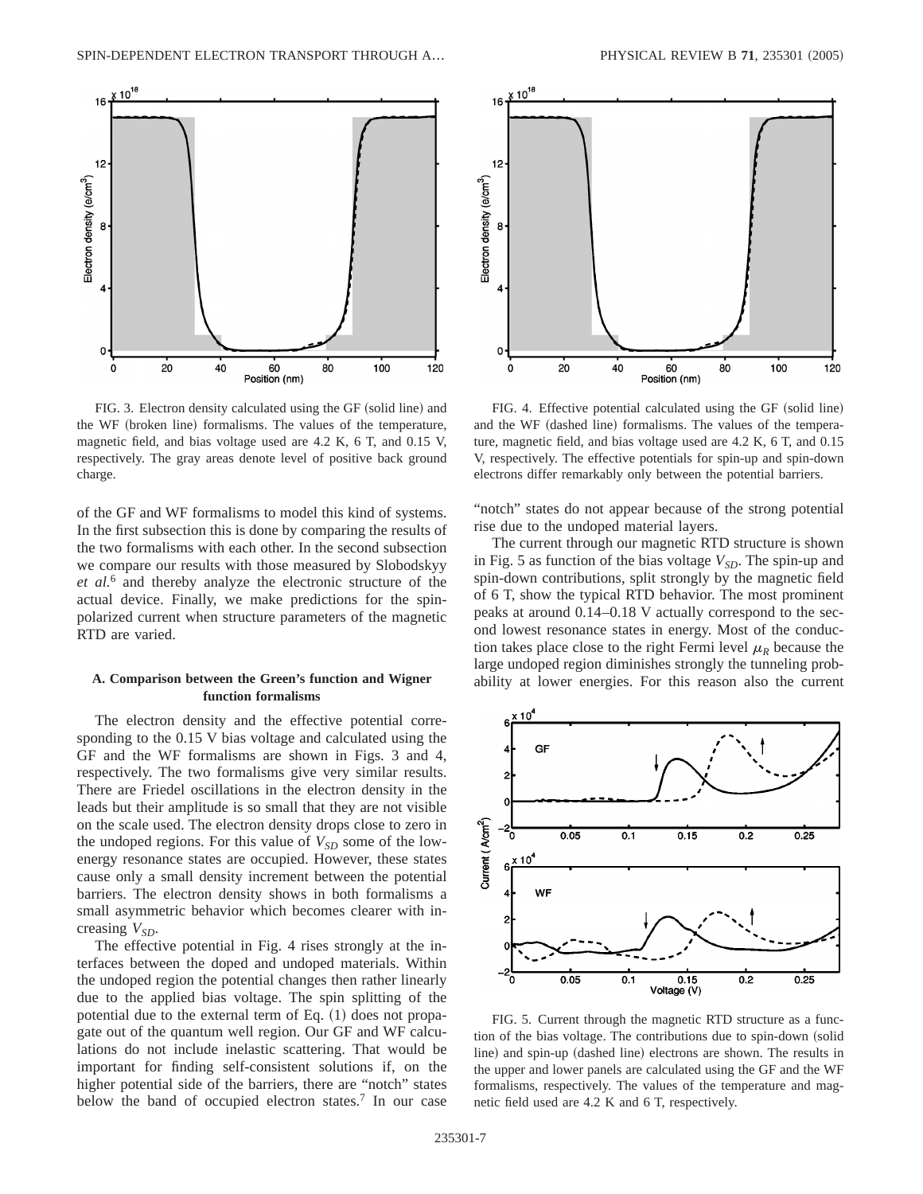FIG. 3. Electron density calculated using the GF (solid line) and the WF (broken line) formalisms. The values of the temperature, magnetic field, and bias voltage used are 4.2 K, 6 T, and 0.15 V, respectively. The gray areas denote level of positive back ground charge.

FIG. 4. Effective potential calculated using the GF (solid line) and the WF (dashed line) formalisms. The values of the temperature, magnetic field, and bias voltage used are 4.2 K, 6 T, and 0.15 V, respectively. The effective potentials for spin-up and spin-down electrons differ remarkably only between the potential barriers.

of the GF and WF formalisms to model this kind of systems. In the first subsection this is done by comparing the results of the two formalisms with each other. In the second subsection we compare our results with those measured by Slobodskyy *et al.*[6] and thereby analyze the electronic structure of the actual device. Finally, we make predictions for the spin-polarized current when structure parameters of the magnetic RTD are varied.

### A. Comparison between the Green's function and Wigner function formalisms

The electron density and the effective potential corresponding to the 0.15 V bias voltage and calculated using the GF and the WF formalisms are shown in Figs. 3 and 4, respectively. The two formalisms give very similar results. There are Friedel oscillations in the electron density in the leads but their amplitude is so small that they are not visible on the scale used. The electron density drops close to zero in the undoped regions. For this value of $V_{SD}$ some of the low-energy resonance states are occupied. However, these states cause only a small density increment between the potential barriers. The electron density shows in both formalisms a small asymmetric behavior which becomes clearer with increasing $V_{SD}$.

The effective potential in Fig. 4 rises strongly at the interfaces between the doped and undoped materials. Within the undoped region the potential changes then rather linearly due to the applied bias voltage. The spin splitting of the potential due to the external term of Eq. (1) does not propagate out of the quantum well region. Our GF and WF calculations do not include inelastic scattering. That would be important for finding self-consistent solutions if, on the higher potential side of the barriers, there are "notch" states below the band of occupied electron states.[7] In our case "notch" states do not appear because of the strong potential rise due to the undoped material layers.

The current through our magnetic RTD structure is shown in Fig. 5 as function of the bias voltage $V_{SD}$. The spin-up and spin-down contributions, split strongly by the magnetic field of 6 T, show the typical RTD behavior. The most prominent peaks at around 0.14–0.18 V actually correspond to the second lowest resonance states in energy. Most of the conduction takes place close to the right Fermi level $\mu_R$ because the large undoped region diminishes strongly the tunneling probability at lower energies. For this reason also the current

FIG. 5. Current through the magnetic RTD structure as a function of the bias voltage. The contributions due to spin-down (solid line) and spin-up (dashed line) electrons are shown. The results in the upper and lower panels are calculated using the GF and the WF formalisms, respectively. The values of the temperature and magnetic field used are 4.2 K and 6 T, respectively.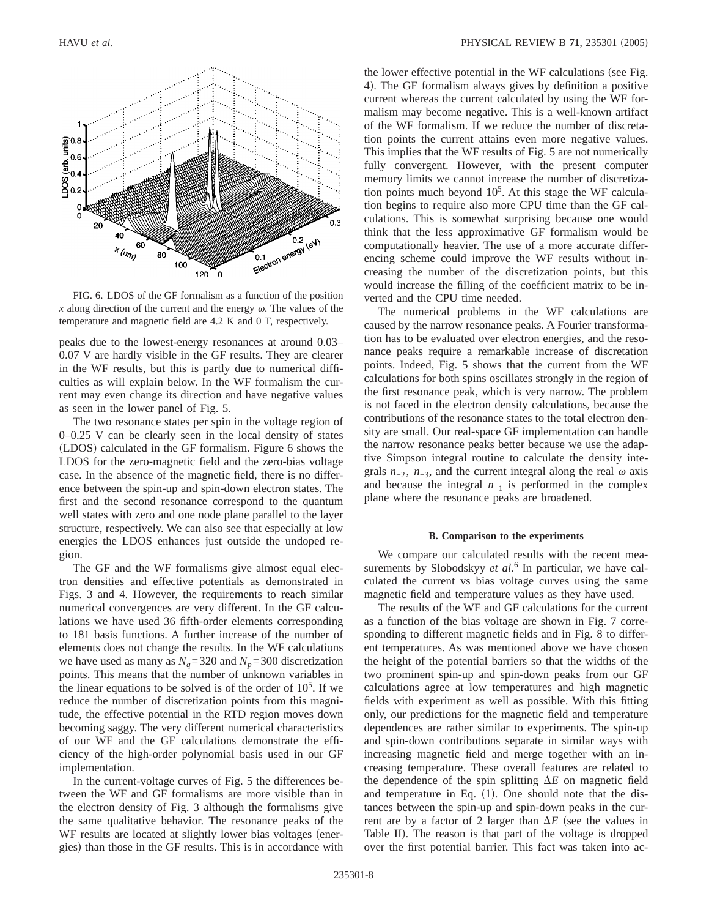FIG. 6. LDOS of the GF formalism as a function of the position $x$ along direction of the current and the energy $\omega$. The values of the temperature and magnetic field are 4.2 K and 0 T, respectively.

peaks due to the lowest-energy resonances at around 0.03–0.07 V are hardly visible in the GF results. They are clearer in the WF results, but this is partly due to numerical difficulties as will explain below. In the WF formalism the current may even change its direction and have negative values as seen in the lower panel of Fig. 5.

The two resonance states per spin in the voltage region of 0–0.25 V can be clearly seen in the local density of states (LDOS) calculated in the GF formalism. Figure 6 shows the LDOS for the zero-magnetic field and the zero-bias voltage case. In the absence of the magnetic field, there is no difference between the spin-up and spin-down electron states. The first and the second resonance correspond to the quantum well states with zero and one node plane parallel to the layer structure, respectively. We can also see that especially at low energies the LDOS enhances just outside the undoped region.

The GF and the WF formalisms give almost equal electron densities and effective potentials as demonstrated in Figs. 3 and 4. However, the requirements to reach similar numerical convergences are very different. In the GF calculations we have used 36 fifth-order elements corresponding to 181 basis functions. A further increase of the number of elements does not change the results. In the WF calculations we have used as many as $N_q=320$ and $N_p=300$ discretization points. This means that the number of unknown variables in the linear equations to be solved is of the order of $10^5$. If we reduce the number of discretization points from this magnitude, the effective potential in the RTD region moves down becoming saggy. The very different numerical characteristics of our WF and the GF calculations demonstrate the efficiency of the high-order polynomial basis used in our GF implementation.

In the current-voltage curves of Fig. 5 the differences between the WF and GF formalisms are more visible than in the electron density of Fig. 3 although the formalisms give the same qualitative behavior. The resonance peaks of the WF results are located at slightly lower bias voltages (energies) than those in the GF results. This is in accordance with the lower effective potential in the WF calculations (see Fig. 4). The GF formalism always gives by definition a positive current whereas the current calculated by using the WF formalism may become negative. This is a well-known artifact of the WF formalism. If we reduce the number of discretation points the current attains even more negative values. This implies that the WF results of Fig. 5 are not numerically fully convergent. However, with the present computer memory limits we cannot increase the number of discretization points much beyond $10^5$. At this stage the WF calculation begins to require also more CPU time than the GF calculations. This is somewhat surprising because one would think that the less approximative GF formalism would be computationally heavier. The use of a more accurate differencing scheme could improve the WF results without increasing the number of the discretization points, but this would increase the filling of the coefficient matrix to be inverted and the CPU time needed.

The numerical problems in the WF calculations are caused by the narrow resonance peaks. A Fourier transformation has to be evaluated over electron energies, and the resonance peaks require a remarkable increase of discretation points. Indeed, Fig. 5 shows that the current from the WF calculations for both spins oscillates strongly in the region of the first resonance peak, which is very narrow. The problem is not faced in the electron density calculations, because the contributions of the resonance states to the total electron density are small. Our real-space GF implementation can handle the narrow resonance peaks better because we use the adaptive Simpson integral routine to calculate the density integrals $n_{-2}$, $n_{-3}$, and the current integral along the real $\omega$ axis and because the integral $n_{-1}$ is performed in the complex plane where the resonance peaks are broadened.

### B. Comparison to the experiments

We compare our calculated results with the recent measurements by Slobodskyy *et al.*[6] In particular, we have calculated the current vs bias voltage curves using the same magnetic field and temperature values as they have used.

The results of the WF and GF calculations for the current as a function of the bias voltage are shown in Fig. 7 corresponding to different magnetic fields and in Fig. 8 to different temperatures. As was mentioned above we have chosen the height of the potential barriers so that the widths of the two prominent spin-up and spin-down peaks from our GF calculations agree at low temperatures and high magnetic fields with experiment as well as possible. With this fitting only, our predictions for the magnetic field and temperature dependences are rather similar to experiments. The spin-up and spin-down contributions separate in similar ways with increasing magnetic field and merge together with an increasing temperature. These overall features are related to the dependence of the spin splitting $\Delta E$ on magnetic field and temperature in Eq. (1). One should note that the distances between the spin-up and spin-down peaks in the current are by a factor of 2 larger than $\Delta E$ (see the values in Table II). The reason is that part of the voltage is dropped over the first potential barrier. This fact was taken into ac-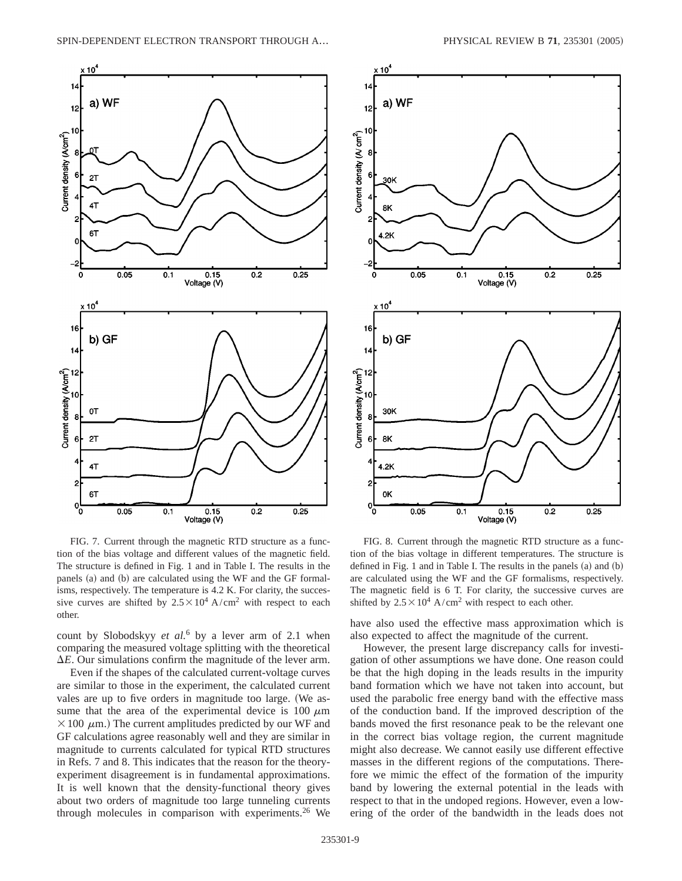FIG. 7. Current through the magnetic RTD structure as a function of the bias voltage and different values of the magnetic field. The structure is defined in Fig. 1 and in Table I. The results in the panels (a) and (b) are calculated using the WF and the GF formalisms, respectively. The temperature is 4.2 K. For clarity, the successive curves are shifted by $2.5\times10^4$ A/cm$^2$ with respect to each other.

FIG. 8. Current through the magnetic RTD structure as a function of the bias voltage in different temperatures. The structure is defined in Fig. 1 and in Table I. The results in the panels (a) and (b) are calculated using the WF and the GF formalisms, respectively. The magnetic field is 6 T. For clarity, the successive curves are shifted by $2.5\times10^4$ A/cm$^2$ with respect to each other.

count by Slobodskyy *et al.*[6] by a lever arm of 2.1 when comparing the measured voltage splitting with the theoretical $\Delta E$. Our simulations confirm the magnitude of the lever arm.

Even if the shapes of the calculated current-voltage curves are similar to those in the experiment, the calculated current vales are up to five orders in magnitude too large. (We assume that the area of the experimental device is 100 $\mu$m $\times 100$ $\mu$m.) The current amplitudes predicted by our WF and GF calculations agree reasonably well and they are similar in magnitude to currents calculated for typical RTD structures in Refs. 7 and 8. This indicates that the reason for the theory-experiment disagreement is in fundamental approximations. It is well known that the density-functional theory gives about two orders of magnitude too large tunneling currents through molecules in comparison with experiments.[26] We have also used the effective mass approximation which is also expected to affect the magnitude of the current.

However, the present large discrepancy calls for investigation of other assumptions we have done. One reason could be that the high doping in the leads results in the impurity band formation which we have not taken into account, but used the parabolic free energy band with the effective mass of the conduction band. If the improved description of the bands moved the first resonance peak to be the relevant one in the correct bias voltage region, the current magnitude might also decrease. We cannot easily use different effective masses in the different regions of the computations. Therefore we mimic the effect of the formation of the impurity band by lowering the external potential in the leads with respect to that in the undoped regions. However, even a lowering of the order of the bandwidth in the leads does not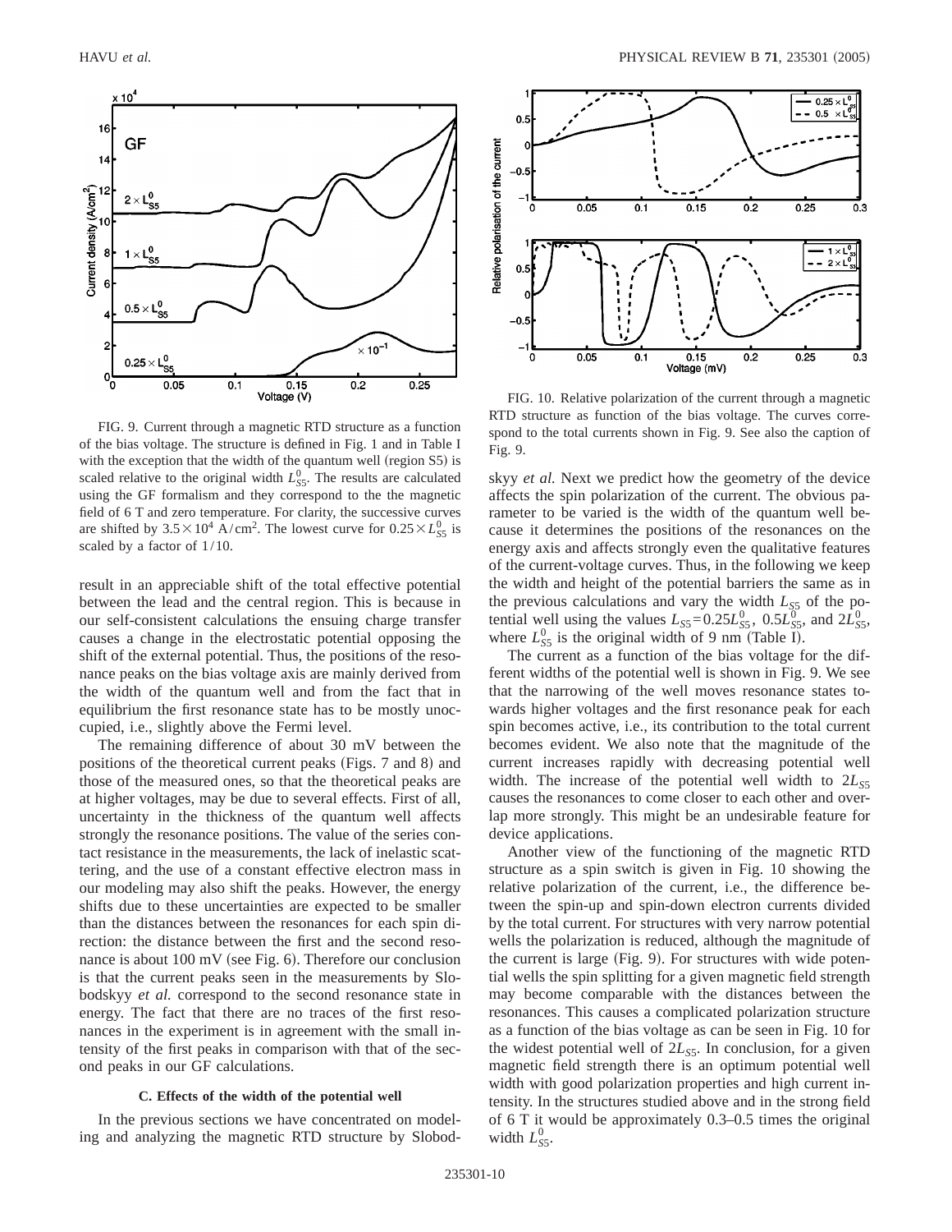x $10^4$

GF

Current density (A/cm$^2$)

$2 \times L^0_{S5}$

$1 \times L^0_{S5}$

$0.5 \times L^0_{S5}$

$0.25 \times L^0_{S5}$

$\times 10^{-1}$

Voltage (V)

FIG. 9. Current through a magnetic RTD structure as a function of the bias voltage. The structure is defined in Fig. 1 and in Table I with the exception that the width of the quantum well (region S5) is scaled relative to the original width $L^0_{S5}$. The results are calculated using the GF formalism and they correspond to the the magnetic field of 6 T and zero temperature. For clarity, the successive curves are shifted by $3.5 \times 10^4$ A/cm$^2$. The lowest curve for $0.25 \times L^0_{S5}$ is scaled by a factor of 1/10.

Relative polarisation of the current

$0.25 \times L^0_{S5}$

$0.5 \times L^0_{S5}$

$1 \times L^0_{S5}$

$2 \times L^0_{S5}$

Voltage (mV)

FIG. 10. Relative polarization of the current through a magnetic RTD structure as function of the bias voltage. The curves correspond to the total currents shown in Fig. 9. See also the caption of Fig. 9.

result in an appreciable shift of the total effective potential between the lead and the central region. This is because in our self-consistent calculations the ensuing charge transfer causes a change in the electrostatic potential opposing the shift of the external potential. Thus, the positions of the resonance peaks on the bias voltage axis are mainly derived from the width of the quantum well and from the fact that in equilibrium the first resonance state has to be mostly unoccupied, i.e., slightly above the Fermi level.

The remaining difference of about 30 mV between the positions of the theoretical current peaks (Figs. 7 and 8) and those of the measured ones, so that the theoretical peaks are at higher voltages, may be due to several effects. First of all, uncertainty in the thickness of the quantum well affects strongly the resonance positions. The value of the series contact resistance in the measurements, the lack of inelastic scattering, and the use of a constant effective electron mass in our modeling may also shift the peaks. However, the energy shifts due to these uncertainties are expected to be smaller than the distances between the resonances for each spin direction: the distance between the first and the second resonance is about 100 mV (see Fig. 6). Therefore our conclusion is that the current peaks seen in the measurements by Slobodskyy *et al.* correspond to the second resonance state in energy. The fact that there are no traces of the first resonances in the experiment is in agreement with the small intensity of the first peaks in comparison with that of the second peaks in our GF calculations.

### C. Effects of the width of the potential well

In the previous sections we have concentrated on modeling and analyzing the magnetic RTD structure by Slobodskyy *et al.* Next we predict how the geometry of the device affects the spin polarization of the current. The obvious parameter to be varied is the width of the quantum well because it determines the positions of the resonances on the energy axis and affects strongly even the qualitative features of the current-voltage curves. Thus, in the following we keep the width and height of the potential barriers the same as in the previous calculations and vary the width $L_{S5}$ of the potential well using the values $L_{S5} = 0.25L^0_{S5}$, $0.5L^0_{S5}$, and $2L^0_{S5}$, where $L^0_{S5}$ is the original width of 9 nm (Table I).

The current as a function of the bias voltage for the different widths of the potential well is shown in Fig. 9. We see that the narrowing of the well moves resonance states towards higher voltages and the first resonance peak for each spin becomes active, i.e., its contribution to the total current becomes evident. We also note that the magnitude of the current increases rapidly with decreasing potential well width. The increase of the potential well width to $2L_{S5}$ causes the resonances to come closer to each other and overlap more strongly. This might be an undesirable feature for device applications.

Another view of the functioning of the magnetic RTD structure as a spin switch is given in Fig. 10 showing the relative polarization of the current, i.e., the difference between the spin-up and spin-down electron currents divided by the total current. For structures with very narrow potential wells the polarization is reduced, although the magnitude of the current is large (Fig. 9). For structures with wide potential wells the spin splitting for a given magnetic field strength may become comparable with the distances between the resonances. This causes a complicated polarization structure as a function of the bias voltage as can be seen in Fig. 10 for the widest potential well of $2L_{S5}$. In conclusion, for a given magnetic field strength there is an optimum potential well width with good polarization properties and high current intensity. In the structures studied above and in the strong field of 6 T it would be approximately 0.3–0.5 times the original width $L^0_{S5}$.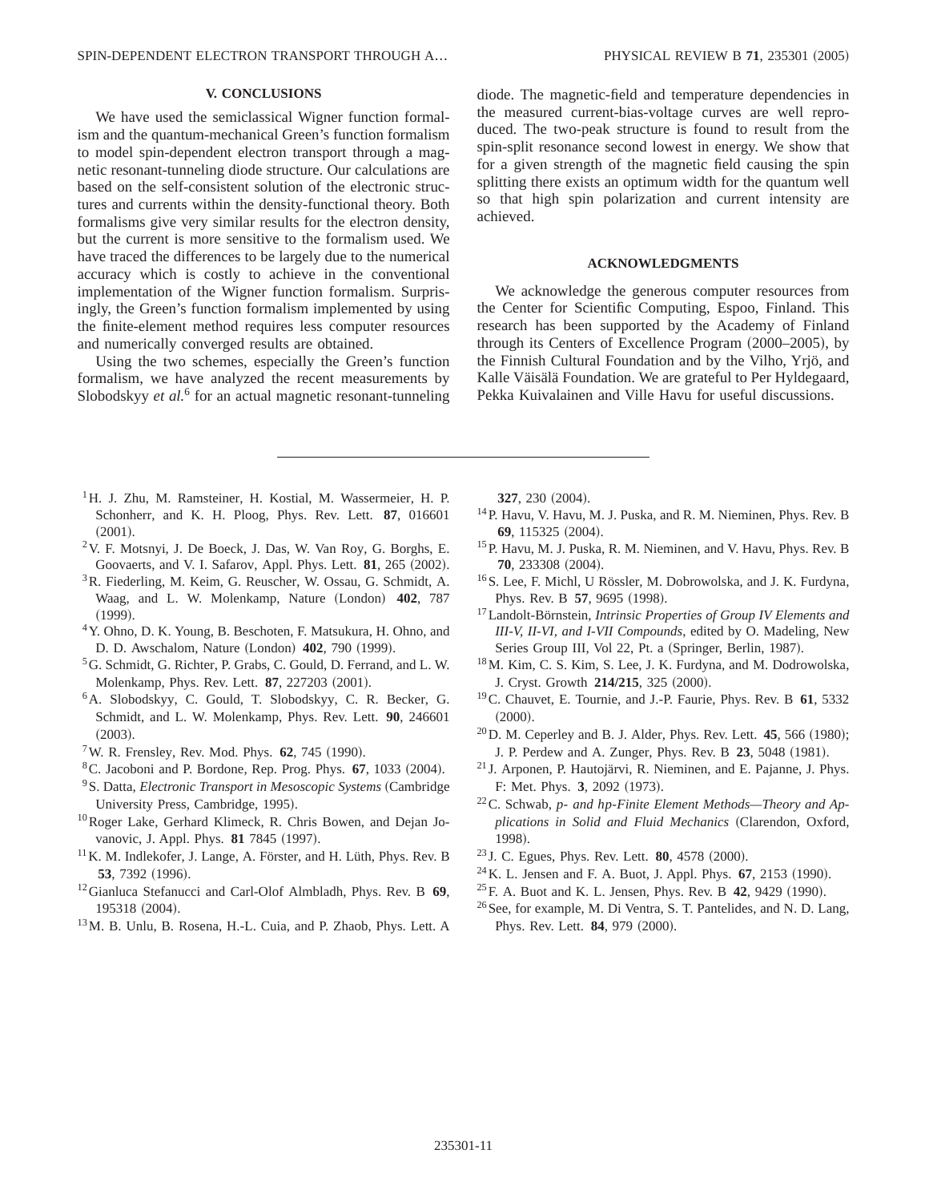## V. CONCLUSIONS

We have used the semiclassical Wigner function formalism and the quantum-mechanical Green's function formalism to model spin-dependent electron transport through a magnetic resonant-tunneling diode structure. Our calculations are based on the self-consistent solution of the electronic structures and currents within the density-functional theory. Both formalisms give very similar results for the electron density, but the current is more sensitive to the formalism used. We have traced the differences to be largely due to the numerical accuracy which is costly to achieve in the conventional implementation of the Wigner function formalism. Surprisingly, the Green's function formalism implemented by using the finite-element method requires less computer resources and numerically converged results are obtained.

Using the two schemes, especially the Green's function formalism, we have analyzed the recent measurements by Slobodskyy *et al.*[6] for an actual magnetic resonant-tunneling diode. The magnetic-field and temperature dependencies in the measured current-bias-voltage curves are well reproduced. The two-peak structure is found to result from the spin-split resonance second lowest in energy. We show that for a given strength of the magnetic field causing the spin splitting there exists an optimum width for the quantum well so that high spin polarization and current intensity are achieved.

## ACKNOWLEDGMENTS

We acknowledge the generous computer resources from the Center for Scientific Computing, Espoo, Finland. This research has been supported by the Academy of Finland through its Centers of Excellence Program (2000–2005), by the Finnish Cultural Foundation and by the Vilho, Yrjö, and Kalle Väisälä Foundation. We are grateful to Per Hyldegaard, Pekka Kuivalainen and Ville Havu for useful discussions.

---

[1] H. J. Zhu, M. Ramsteiner, H. Kostial, M. Wassermeier, H. P. Schonherr, and K. H. Ploog, Phys. Rev. Lett. **87**, 016601 (2001).

[2] V. F. Motsnyi, J. De Boeck, J. Das, W. Van Roy, G. Borghs, E. Goovaerts, and V. I. Safarov, Appl. Phys. Lett. **81**, 265 (2002).

[3] R. Fiederling, M. Keim, G. Reuscher, W. Ossau, G. Schmidt, A. Waag, and L. W. Molenkamp, Nature (London) **402**, 787 (1999).

[4] Y. Ohno, D. K. Young, B. Beschoten, F. Matsukura, H. Ohno, and D. D. Awschalom, Nature (London) **402**, 790 (1999).

[5] G. Schmidt, G. Richter, P. Grabs, C. Gould, D. Ferrand, and L. W. Molenkamp, Phys. Rev. Lett. **87**, 227203 (2001).

[6] A. Slobodskyy, C. Gould, T. Slobodskyy, C. R. Becker, G. Schmidt, and L. W. Molenkamp, Phys. Rev. Lett. **90**, 246601 (2003).

[7] W. R. Frensley, Rev. Mod. Phys. **62**, 745 (1990).

[8] C. Jacoboni and P. Bordone, Rep. Prog. Phys. **67**, 1033 (2004).

[9] S. Datta, *Electronic Transport in Mesoscopic Systems* (Cambridge University Press, Cambridge, 1995).

[10] Roger Lake, Gerhard Klimeck, R. Chris Bowen, and Dejan Jovanovic, J. Appl. Phys. **81** 7845 (1997).

[11] K. M. Indlekofer, J. Lange, A. Förster, and H. Lüth, Phys. Rev B **53**, 7392 (1996).

[12] Gianluca Stefanucci and Carl-Olof Almbladh, Phys. Rev. B **69**, 195318 (2004).

[13] M. B. Unlu, B. Rosena, H.-L. Cuia, and P. Zhaob, Phys. Lett. A **327**, 230 (2004).

[14] P. Havu, V. Havu, M. J. Puska, and R. M. Nieminen, Phys. Rev. B **69**, 115325 (2004).

[15] P. Havu, M. J. Puska, R. M. Nieminen, and V. Havu, Phys. Rev. B **70**, 233308 (2004).

[16] S. Lee, F. Michl, U Rössler, M. Dobrowolska, and J. K. Furdyna, Phys. Rev. B **57**, 9695 (1998).

[17] Landolt-Börnstein, *Intrinsic Properties of Group IV Elements and III-V, II-VI, and I-VII Compounds*, edited by O. Madeling, New Series Group III, Vol 22, Pt. a (Springer, Berlin, 1987).

[18] M. Kim, C. S. Kim, S. Lee, J. K. Furdyna, and M. Dodrowolska, J. Cryst. Growth **214/215**, 325 (2000).

[19] C. Chauvet, E. Tournie, and J.-P. Faurie, Phys. Rev. B **61**, 5332 (2000).

[20] D. M. Ceperley and B. J. Alder, Phys. Rev. Lett. **45**, 566 (1980); J. P. Perdew and A. Zunger, Phys. Rev. B **23**, 5048 (1981).

[21] J. Arponen, P. Hautojärvi, R. Nieminen, and E. Pajanne, J. Phys. F: Met. Phys. **3**, 2092 (1973).

[22] C. Schwab, *p- and hp-Finite Element Methods—Theory and Applications in Solid and Fluid Mechanics* (Clarendon, Oxford, 1998).

[23] J. C. Egues, Phys. Rev. Lett. **80**, 4578 (2000).

[24] K. L. Jensen and F. A. Buot, J. Appl. Phys. **67**, 2153 (1990).

[25] F. A. Buot and K. L. Jensen, Phys. Rev. B **42**, 9429 (1990).

[26] See, for example, M. Di Ventra, S. T. Pantelides, and N. D. Lang, Phys. Rev. Lett. **84**, 979 (2000).